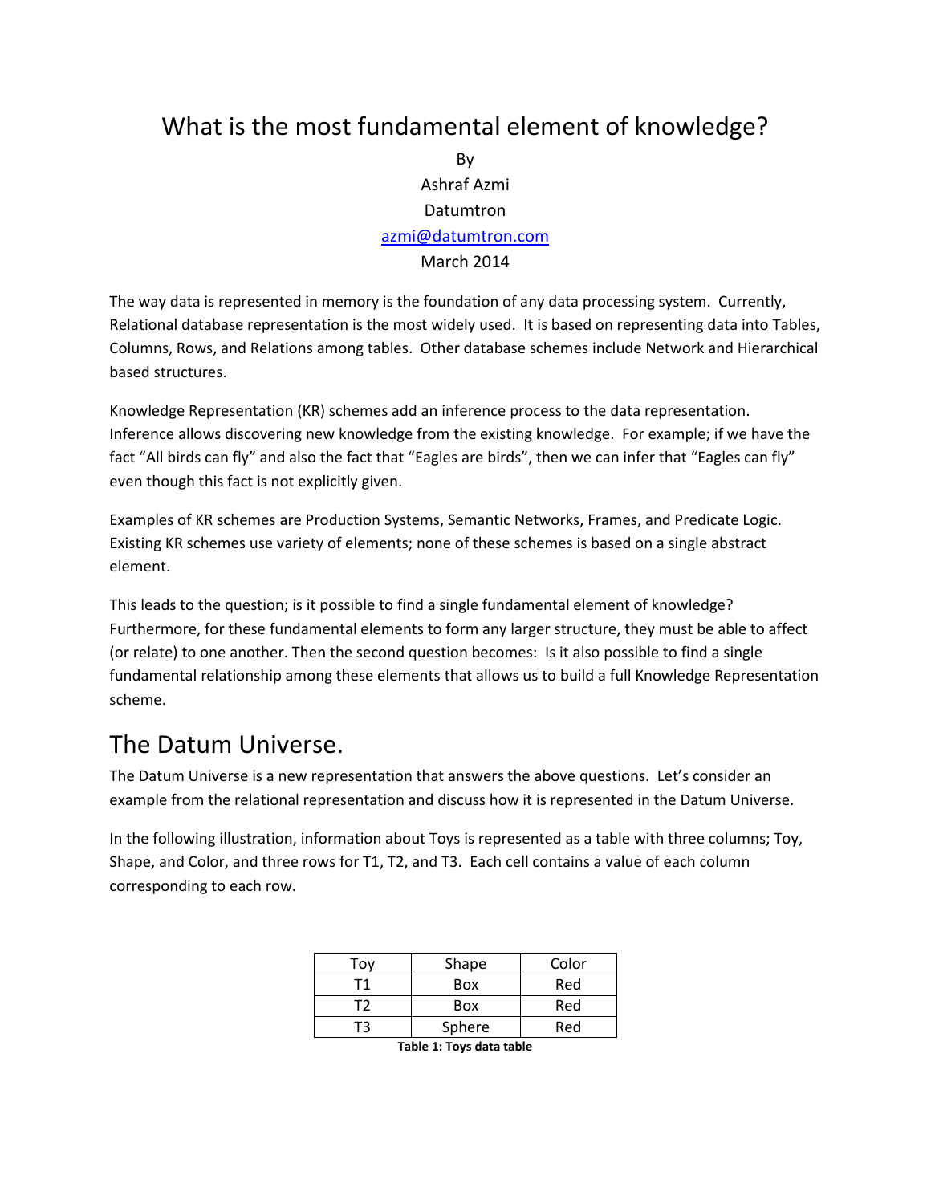# What is the most fundamental element of knowledge?

By

Ashraf Azmi

Datumtron

azmi@datumtron.com

March 2014

The way data is represented in memory is the foundation of any data processing system. Currently, Relational database representation is the most widely used. It is based on representing data into Tables, Columns, Rows, and Relations among tables. Other database schemes include Network and Hierarchical based structures.

Knowledge Representation (KR) schemes add an inference process to the data representation. Inference allows discovering new knowledge from the existing knowledge. For example; if we have the fact "All birds can fly" and also the fact that "Eagles are birds", then we can infer that "Eagles can fly" even though this fact is not explicitly given.

Examples of KR schemes are Production Systems, Semantic Networks, Frames, and Predicate Logic. Existing KR schemes use variety of elements; none of these schemes is based on a single abstract element.

This leads to the question; is it possible to find a single fundamental element of knowledge? Furthermore, for these fundamental elements to form any larger structure, they must be able to affect (or relate) to one another. Then the second question becomes: Is it also possible to find a single fundamental relationship among these elements that allows us to build a full Knowledge Representation scheme.

## The Datum Universe.

The Datum Universe is a new representation that answers the above questions. Let's consider an example from the relational representation and discuss how it is represented in the Datum Universe.

In the following illustration, information about Toys is represented as a table with three columns; Toy, Shape, and Color, and three rows for T1, T2, and T3. Each cell contains a value of each column corresponding to each row.

| Toy | Shape | Color |
|---|---|---|
| T1 | Box | Red |
| T2 | Box | Red |
| T3 | Sphere | Red |

**Table 1: Toys data table**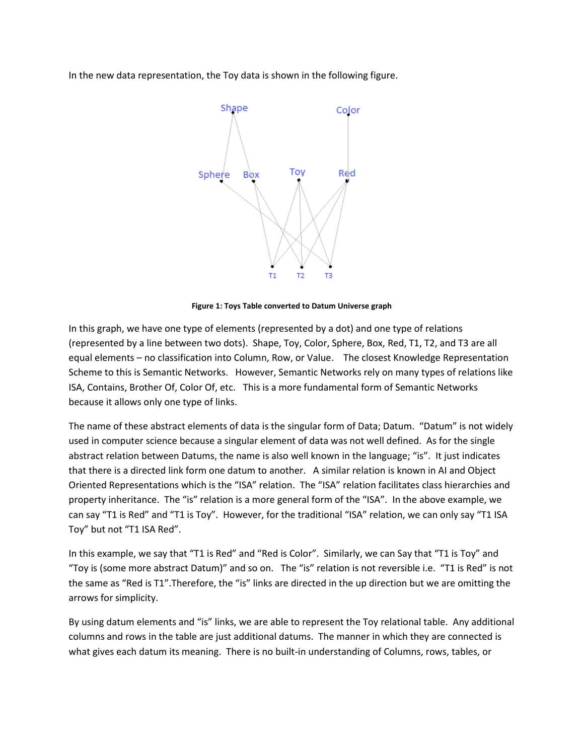In the new data representation, the Toy data is shown in the following figure.

**Figure 1: Toys Table converted to Datum Universe graph**

In this graph, we have one type of elements (represented by a dot) and one type of relations (represented by a line between two dots). Shape, Toy, Color, Sphere, Box, Red, T1, T2, and T3 are all equal elements – no classification into Column, Row, or Value. The closest Knowledge Representation Scheme to this is Semantic Networks. However, Semantic Networks rely on many types of relations like ISA, Contains, Brother Of, Color Of, etc. This is a more fundamental form of Semantic Networks because it allows only one type of links.

The name of these abstract elements of data is the singular form of Data; Datum. "Datum" is not widely used in computer science because a singular element of data was not well defined. As for the single abstract relation between Datums, the name is also well known in the language; "is". It just indicates that there is a directed link form one datum to another. A similar relation is known in AI and Object Oriented Representations which is the "ISA" relation. The "ISA" relation facilitates class hierarchies and property inheritance. The "is" relation is a more general form of the "ISA". In the above example, we can say "T1 is Red" and "T1 is Toy". However, for the traditional "ISA" relation, we can only say "T1 ISA Toy" but not "T1 ISA Red".

In this example, we say that "T1 is Red" and "Red is Color". Similarly, we can Say that "T1 is Toy" and "Toy is (some more abstract Datum)" and so on. The "is" relation is not reversible i.e. "T1 is Red" is not the same as "Red is T1".Therefore, the "is" links are directed in the up direction but we are omitting the arrows for simplicity.

By using datum elements and "is" links, we are able to represent the Toy relational table. Any additional columns and rows in the table are just additional datums. The manner in which they are connected is what gives each datum its meaning. There is no built-in understanding of Columns, rows, tables, or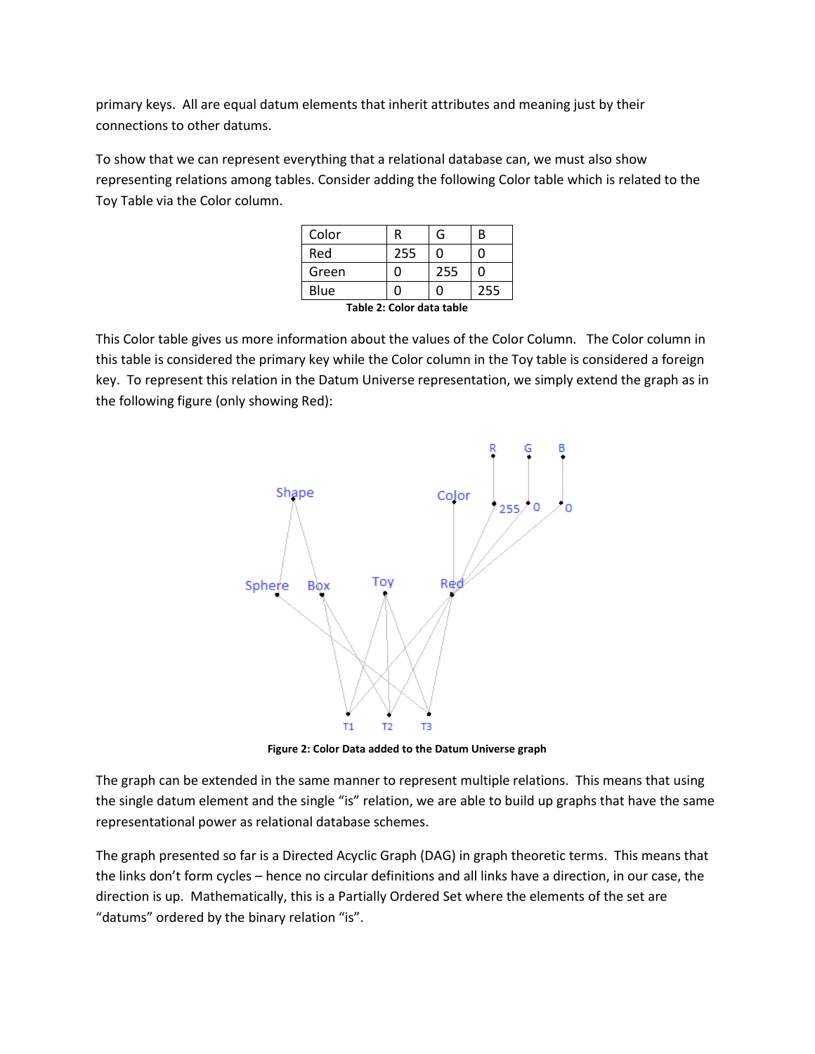primary keys. All are equal datum elements that inherit attributes and meaning just by their connections to other datums.

To show that we can represent everything that a relational database can, we must also show representing relations among tables. Consider adding the following Color table which is related to the Toy Table via the Color column.

| Color | R | G | B |
|---|---|---|---|
| Red | 255 | 0 | 0 |
| Green | 0 | 255 | 0 |
| Blue | 0 | 0 | 255 |

**Table 2: Color data table**

This Color table gives us more information about the values of the Color Column. The Color column in this table is considered the primary key while the Color column in the Toy table is considered a foreign key. To represent this relation in the Datum Universe representation, we simply extend the graph as in the following figure (only showing Red):

**Figure 2: Color Data added to the Datum Universe graph**

The graph can be extended in the same manner to represent multiple relations. This means that using the single datum element and the single "is" relation, we are able to build up graphs that have the same representational power as relational database schemes.

The graph presented so far is a Directed Acyclic Graph (DAG) in graph theoretic terms. This means that the links don't form cycles – hence no circular definitions and all links have a direction, in our case, the direction is up. Mathematically, this is a Partially Ordered Set where the elements of the set are "datums" ordered by the binary relation "is".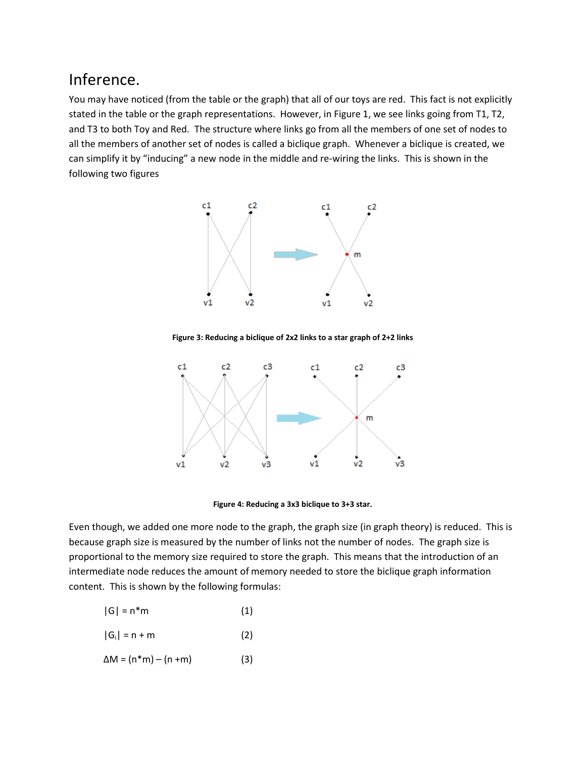# Inference.

You may have noticed (from the table or the graph) that all of our toys are red. This fact is not explicitly stated in the table or the graph representations. However, in Figure 1, we see links going from T1, T2, and T3 to both Toy and Red. The structure where links go from all the members of one set of nodes to all the members of another set of nodes is called a biclique graph. Whenever a biclique is created, we can simplify it by "inducing" a new node in the middle and re-wiring the links. This is shown in the following two figures

**Figure 3: Reducing a biclique of 2x2 links to a star graph of 2+2 links**

**Figure 4: Reducing a 3x3 biclique to 3+3 star.**

Even though, we added one more node to the graph, the graph size (in graph theory) is reduced. This is because graph size is measured by the number of links not the number of nodes. The graph size is proportional to the memory size required to store the graph. This means that the introduction of an intermediate node reduces the amount of memory needed to store the biclique graph information content. This is shown by the following formulas:

$$|G| = n*m \qquad (1)$$

$$|G_i| = n + m \qquad (2)$$

$$\Delta M = (n*m) - (n + m) \qquad (3)$$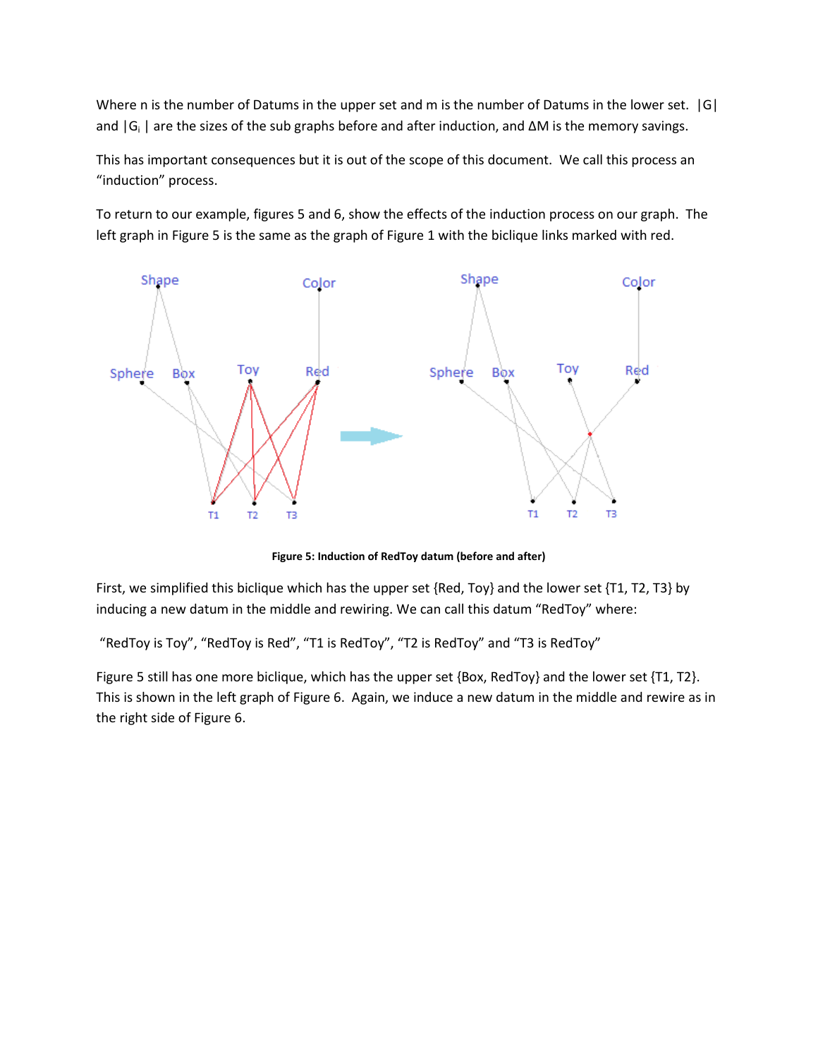Where n is the number of Datums in the upper set and m is the number of Datums in the lower set. $|G|$ and $|G_i|$ are the sizes of the sub graphs before and after induction, and $\Delta M$ is the memory savings.

This has important consequences but it is out of the scope of this document. We call this process an "induction" process.

To return to our example, figures 5 and 6, show the effects of the induction process on our graph. The left graph in Figure 5 is the same as the graph of Figure 1 with the biclique links marked with red.

**Figure 5: Induction of RedToy datum (before and after)**

First, we simplified this biclique which has the upper set {Red, Toy} and the lower set {T1, T2, T3} by inducing a new datum in the middle and rewiring. We can call this datum "RedToy" where:

"RedToy is Toy", "RedToy is Red", "T1 is RedToy", "T2 is RedToy" and "T3 is RedToy"

Figure 5 still has one more biclique, which has the upper set {Box, RedToy} and the lower set {T1, T2}. This is shown in the left graph of Figure 6. Again, we induce a new datum in the middle and rewire as in the right side of Figure 6.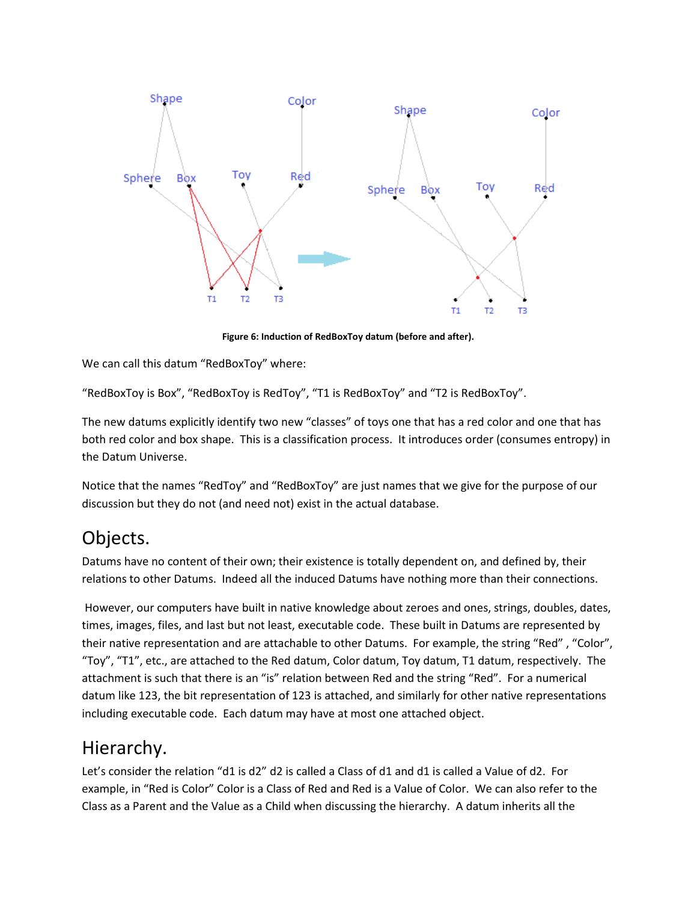Figure 6: Induction of RedBoxToy datum (before and after).

We can call this datum “RedBoxToy” where:

“RedBoxToy is Box”, “RedBoxToy is RedToy”, “T1 is RedBoxToy” and “T2 is RedBoxToy”.

The new datums explicitly identify two new “classes” of toys one that has a red color and one that has both red color and box shape. This is a classification process. It introduces order (consumes entropy) in the Datum Universe.

Notice that the names “RedToy” and “RedBoxToy” are just names that we give for the purpose of our discussion but they do not (and need not) exist in the actual database.

## Objects.

Datums have no content of their own; their existence is totally dependent on, and defined by, their relations to other Datums. Indeed all the induced Datums have nothing more than their connections.

However, our computers have built in native knowledge about zeroes and ones, strings, doubles, dates, times, images, files, and last but not least, executable code. These built in Datums are represented by their native representation and are attachable to other Datums. For example, the string “Red” , “Color”, “Toy”, “T1”, etc., are attached to the Red datum, Color datum, Toy datum, T1 datum, respectively. The attachment is such that there is an “is” relation between Red and the string “Red”. For a numerical datum like 123, the bit representation of 123 is attached, and similarly for other native representations including executable code. Each datum may have at most one attached object.

## Hierarchy.

Let’s consider the relation “d1 is d2” d2 is called a Class of d1 and d1 is called a Value of d2. For example, in “Red is Color” Color is a Class of Red and Red is a Value of Color. We can also refer to the Class as a Parent and the Value as a Child when discussing the hierarchy. A datum inherits all the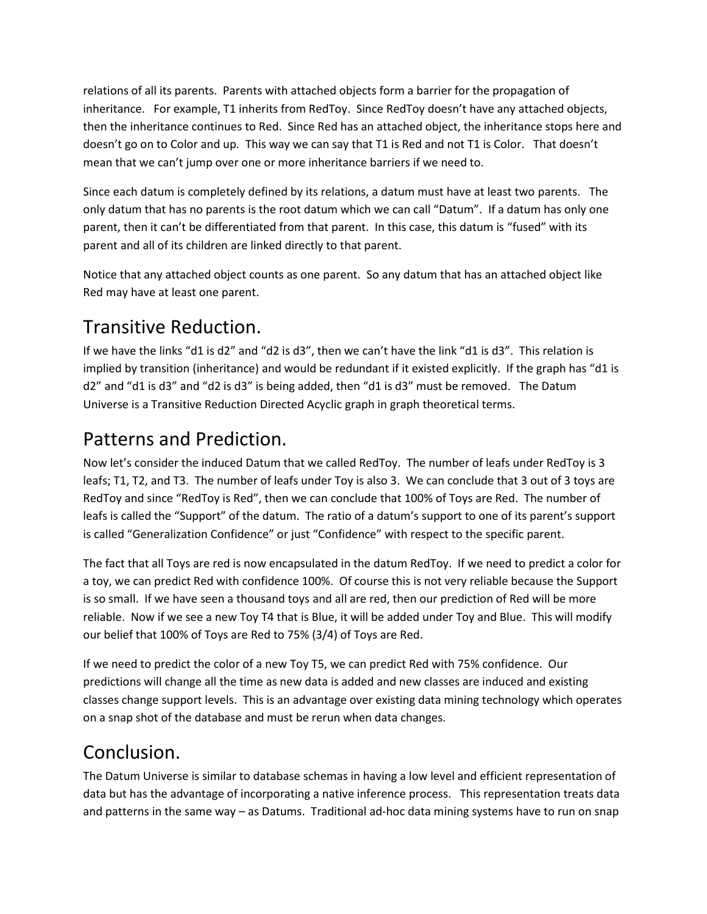relations of all its parents. Parents with attached objects form a barrier for the propagation of inheritance. For example, T1 inherits from RedToy. Since RedToy doesn't have any attached objects, then the inheritance continues to Red. Since Red has an attached object, the inheritance stops here and doesn't go on to Color and up. This way we can say that T1 is Red and not T1 is Color. That doesn't mean that we can't jump over one or more inheritance barriers if we need to.

Since each datum is completely defined by its relations, a datum must have at least two parents. The only datum that has no parents is the root datum which we can call "Datum". If a datum has only one parent, then it can't be differentiated from that parent. In this case, this datum is "fused" with its parent and all of its children are linked directly to that parent.

Notice that any attached object counts as one parent. So any datum that has an attached object like Red may have at least one parent.

# Transitive Reduction.

If we have the links "d1 is d2" and "d2 is d3", then we can't have the link "d1 is d3". This relation is implied by transition (inheritance) and would be redundant if it existed explicitly. If the graph has "d1 is d2" and "d1 is d3" and "d2 is d3" is being added, then "d1 is d3" must be removed. The Datum Universe is a Transitive Reduction Directed Acyclic graph in graph theoretical terms.

# Patterns and Prediction.

Now let's consider the induced Datum that we called RedToy. The number of leafs under RedToy is 3 leafs; T1, T2, and T3. The number of leafs under Toy is also 3. We can conclude that 3 out of 3 toys are RedToy and since "RedToy is Red", then we can conclude that 100% of Toys are Red. The number of leafs is called the "Support" of the datum. The ratio of a datum's support to one of its parent's support is called "Generalization Confidence" or just "Confidence" with respect to the specific parent.

The fact that all Toys are red is now encapsulated in the datum RedToy. If we need to predict a color for a toy, we can predict Red with confidence 100%. Of course this is not very reliable because the Support is so small. If we have seen a thousand toys and all are red, then our prediction of Red will be more reliable. Now if we see a new Toy T4 that is Blue, it will be added under Toy and Blue. This will modify our belief that 100% of Toys are Red to 75% (3/4) of Toys are Red.

If we need to predict the color of a new Toy T5, we can predict Red with 75% confidence. Our predictions will change all the time as new data is added and new classes are induced and existing classes change support levels. This is an advantage over existing data mining technology which operates on a snap shot of the database and must be rerun when data changes.

# Conclusion.

The Datum Universe is similar to database schemas in having a low level and efficient representation of data but has the advantage of incorporating a native inference process. This representation treats data and patterns in the same way – as Datums. Traditional ad-hoc data mining systems have to run on snap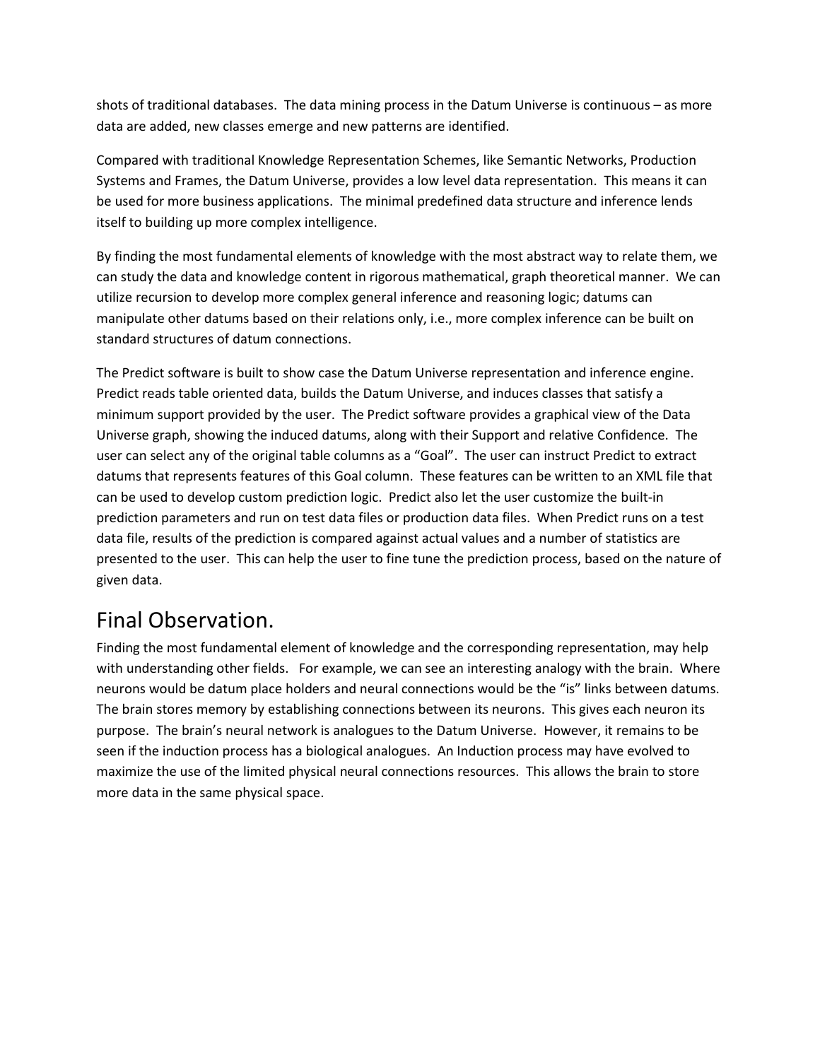shots of traditional databases. The data mining process in the Datum Universe is continuous – as more data are added, new classes emerge and new patterns are identified.

Compared with traditional Knowledge Representation Schemes, like Semantic Networks, Production Systems and Frames, the Datum Universe, provides a low level data representation. This means it can be used for more business applications. The minimal predefined data structure and inference lends itself to building up more complex intelligence.

By finding the most fundamental elements of knowledge with the most abstract way to relate them, we can study the data and knowledge content in rigorous mathematical, graph theoretical manner. We can utilize recursion to develop more complex general inference and reasoning logic; datums can manipulate other datums based on their relations only, i.e., more complex inference can be built on standard structures of datum connections.

The Predict software is built to show case the Datum Universe representation and inference engine. Predict reads table oriented data, builds the Datum Universe, and induces classes that satisfy a minimum support provided by the user. The Predict software provides a graphical view of the Data Universe graph, showing the induced datums, along with their Support and relative Confidence. The user can select any of the original table columns as a "Goal". The user can instruct Predict to extract datums that represents features of this Goal column. These features can be written to an XML file that can be used to develop custom prediction logic. Predict also let the user customize the built-in prediction parameters and run on test data files or production data files. When Predict runs on a test data file, results of the prediction is compared against actual values and a number of statistics are presented to the user. This can help the user to fine tune the prediction process, based on the nature of given data.

# Final Observation.

Finding the most fundamental element of knowledge and the corresponding representation, may help with understanding other fields. For example, we can see an interesting analogy with the brain. Where neurons would be datum place holders and neural connections would be the "is" links between datums. The brain stores memory by establishing connections between its neurons. This gives each neuron its purpose. The brain's neural network is analogues to the Datum Universe. However, it remains to be seen if the induction process has a biological analogues. An Induction process may have evolved to maximize the use of the limited physical neural connections resources. This allows the brain to store more data in the same physical space.